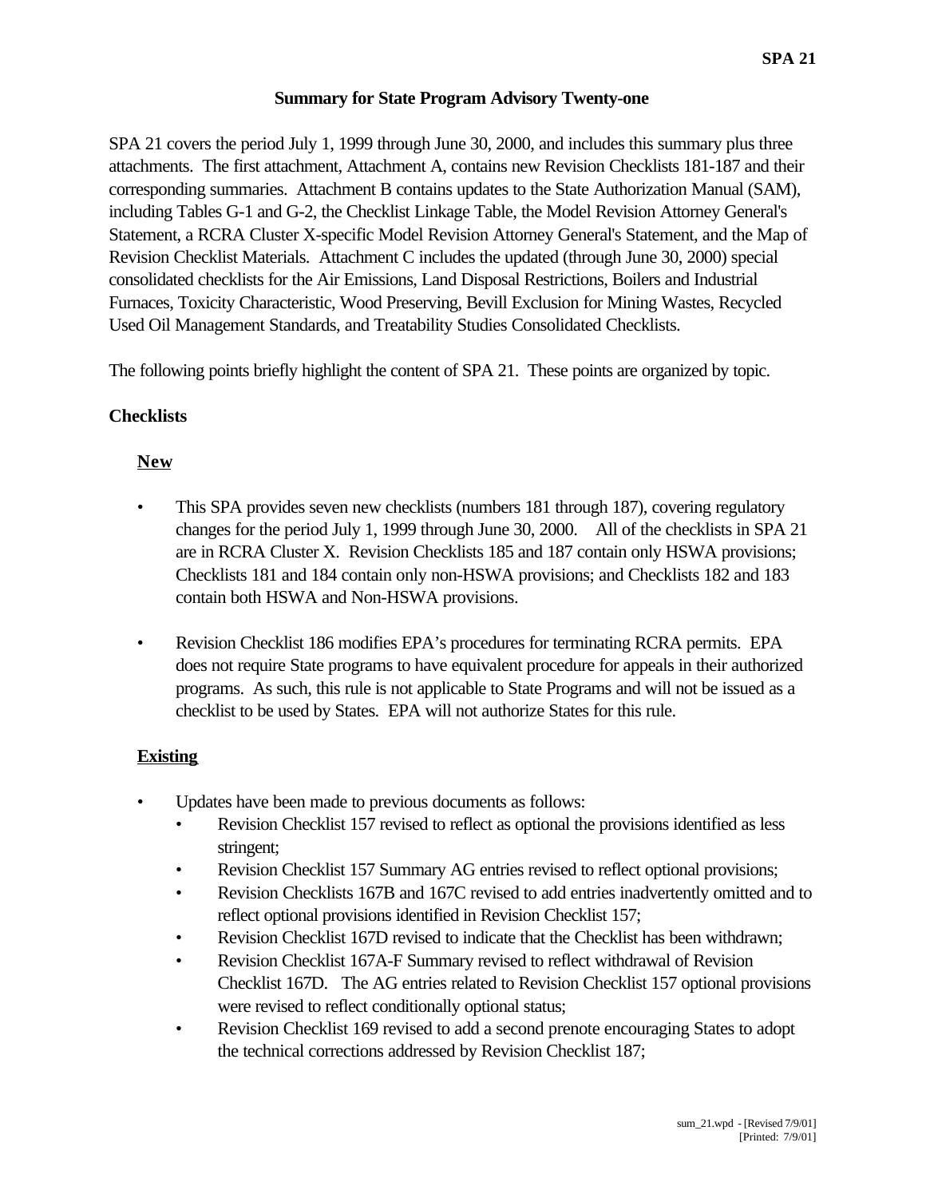## Summary for State Program Advisory Twenty-one

SPA 21 covers the period July 1, 1999 through June 30, 2000, and includes this summary plus three attachments. The first attachment, Attachment A, contains new Revision Checklists 181-187 and their corresponding summaries. Attachment B contains updates to the State Authorization Manual (SAM), including Tables G-1 and G-2, the Checklist Linkage Table, the Model Revision Attorney General's Statement, a RCRA Cluster X-specific Model Revision Attorney General's Statement, and the Map of Revision Checklist Materials. Attachment C includes the updated (through June 30, 2000) special consolidated checklists for the Air Emissions, Land Disposal Restrictions, Boilers and Industrial Furnaces, Toxicity Characteristic, Wood Preserving, Bevill Exclusion for Mining Wastes, Recycled Used Oil Management Standards, and Treatability Studies Consolidated Checklists.

The following points briefly highlight the content of SPA 21. These points are organized by topic.

### Checklists

#### New

- This SPA provides seven new checklists (numbers 181 through 187), covering regulatory changes for the period July 1, 1999 through June 30, 2000. All of the checklists in SPA 21 are in RCRA Cluster X. Revision Checklists 185 and 187 contain only HSWA provisions; Checklists 181 and 184 contain only non-HSWA provisions; and Checklists 182 and 183 contain both HSWA and Non-HSWA provisions.

- Revision Checklist 186 modifies EPA's procedures for terminating RCRA permits. EPA does not require State programs to have equivalent procedure for appeals in their authorized programs. As such, this rule is not applicable to State Programs and will not be issued as a checklist to be used by States. EPA will not authorize States for this rule.

#### Existing

- Updates have been made to previous documents as follows:
  - Revision Checklist 157 revised to reflect as optional the provisions identified as less stringent;
  - Revision Checklist 157 Summary AG entries revised to reflect optional provisions;
  - Revision Checklists 167B and 167C revised to add entries inadvertently omitted and to reflect optional provisions identified in Revision Checklist 157;
  - Revision Checklist 167D revised to indicate that the Checklist has been withdrawn;
  - Revision Checklist 167A-F Summary revised to reflect withdrawal of Revision Checklist 167D. The AG entries related to Revision Checklist 157 optional provisions were revised to reflect conditionally optional status;
  - Revision Checklist 169 revised to add a second prenote encouraging States to adopt the technical corrections addressed by Revision Checklist 187;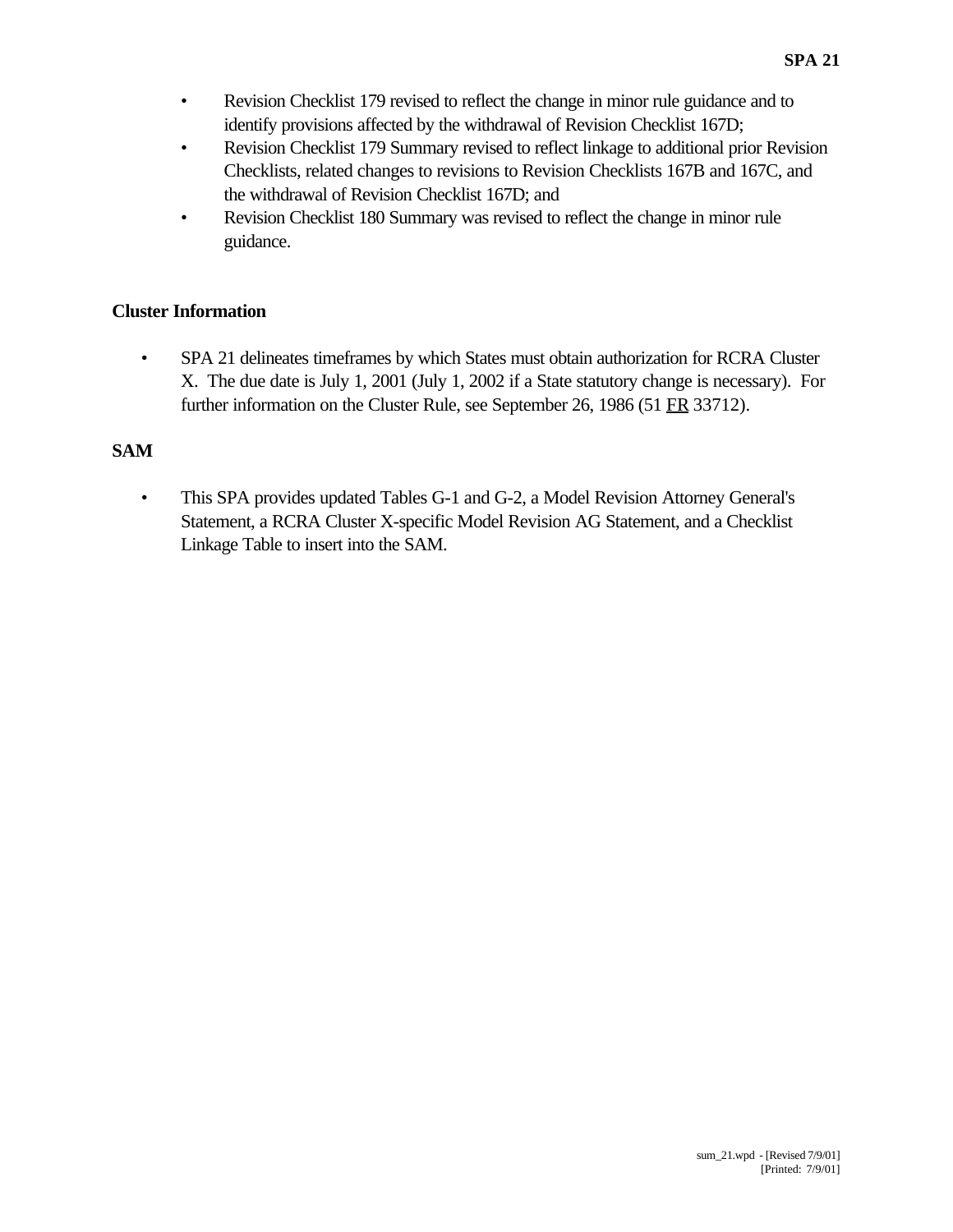- Revision Checklist 179 revised to reflect the change in minor rule guidance and to identify provisions affected by the withdrawal of Revision Checklist 167D;
- Revision Checklist 179 Summary revised to reflect linkage to additional prior Revision Checklists, related changes to revisions to Revision Checklists 167B and 167C, and the withdrawal of Revision Checklist 167D; and
- Revision Checklist 180 Summary was revised to reflect the change in minor rule guidance.

**Cluster Information**

- SPA 21 delineates timeframes by which States must obtain authorization for RCRA Cluster X. The due date is July 1, 2001 (July 1, 2002 if a State statutory change is necessary). For further information on the Cluster Rule, see September 26, 1986 (51 FR 33712).

**SAM**

- This SPA provides updated Tables G-1 and G-2, a Model Revision Attorney General's Statement, a RCRA Cluster X-specific Model Revision AG Statement, and a Checklist Linkage Table to insert into the SAM.